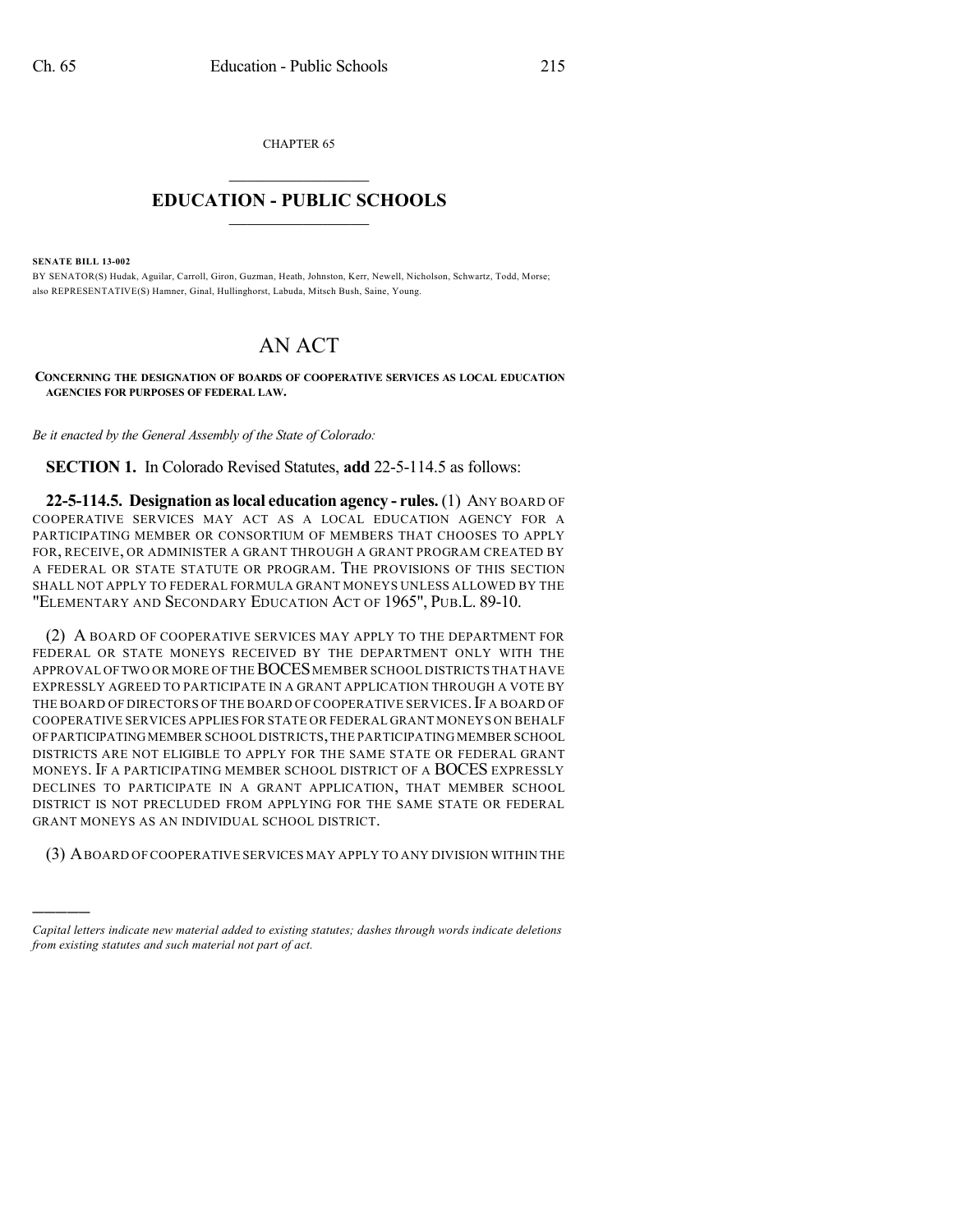CHAPTER 65

# EDUCATION - PUBLIC SCHOOLS

**SENATE BILL 13-002**

BY SENATOR(S) Hudak, Aguilar, Carroll, Giron, Guzman, Heath, Johnston, Kerr, Newell, Nicholson, Schwartz, Todd, Morse;
also REPRESENTATIVE(S) Hamner, Ginal, Hullinghorst, Labuda, Mitsch Bush, Saine, Young.

# AN ACT

**CONCERNING THE DESIGNATION OF BOARDS OF COOPERATIVE SERVICES AS LOCAL EDUCATION AGENCIES FOR PURPOSES OF FEDERAL LAW.**

*Be it enacted by the General Assembly of the State of Colorado:*

**SECTION 1.** In Colorado Revised Statutes, **add** 22-5-114.5 as follows:

**22-5-114.5. Designation as local education agency - rules.** (1) ANY BOARD OF COOPERATIVE SERVICES MAY ACT AS A LOCAL EDUCATION AGENCY FOR A PARTICIPATING MEMBER OR CONSORTIUM OF MEMBERS THAT CHOOSES TO APPLY FOR, RECEIVE, OR ADMINISTER A GRANT THROUGH A GRANT PROGRAM CREATED BY A FEDERAL OR STATE STATUTE OR PROGRAM. THE PROVISIONS OF THIS SECTION SHALL NOT APPLY TO FEDERAL FORMULA GRANT MONEYS UNLESS ALLOWED BY THE "ELEMENTARY AND SECONDARY EDUCATION ACT OF 1965", PUB.L. 89-10.

(2) A BOARD OF COOPERATIVE SERVICES MAY APPLY TO THE DEPARTMENT FOR FEDERAL OR STATE MONEYS RECEIVED BY THE DEPARTMENT ONLY WITH THE APPROVAL OF TWO OR MORE OF THE BOCES MEMBER SCHOOL DISTRICTS THAT HAVE EXPRESSLY AGREED TO PARTICIPATE IN A GRANT APPLICATION THROUGH A VOTE BY THE BOARD OF DIRECTORS OF THE BOARD OF COOPERATIVE SERVICES. IF A BOARD OF COOPERATIVE SERVICES APPLIES FOR STATE OR FEDERAL GRANT MONEYS ON BEHALF OF PARTICIPATING MEMBER SCHOOL DISTRICTS, THE PARTICIPATING MEMBER SCHOOL DISTRICTS ARE NOT ELIGIBLE TO APPLY FOR THE SAME STATE OR FEDERAL GRANT MONEYS. IF A PARTICIPATING MEMBER SCHOOL DISTRICT OF A BOCES EXPRESSLY DECLINES TO PARTICIPATE IN A GRANT APPLICATION, THAT MEMBER SCHOOL DISTRICT IS NOT PRECLUDED FROM APPLYING FOR THE SAME STATE OR FEDERAL GRANT MONEYS AS AN INDIVIDUAL SCHOOL DISTRICT.

(3) A BOARD OF COOPERATIVE SERVICES MAY APPLY TO ANY DIVISION WITHIN THE

*Capital letters indicate new material added to existing statutes; dashes through words indicate deletions from existing statutes and such material not part of act.*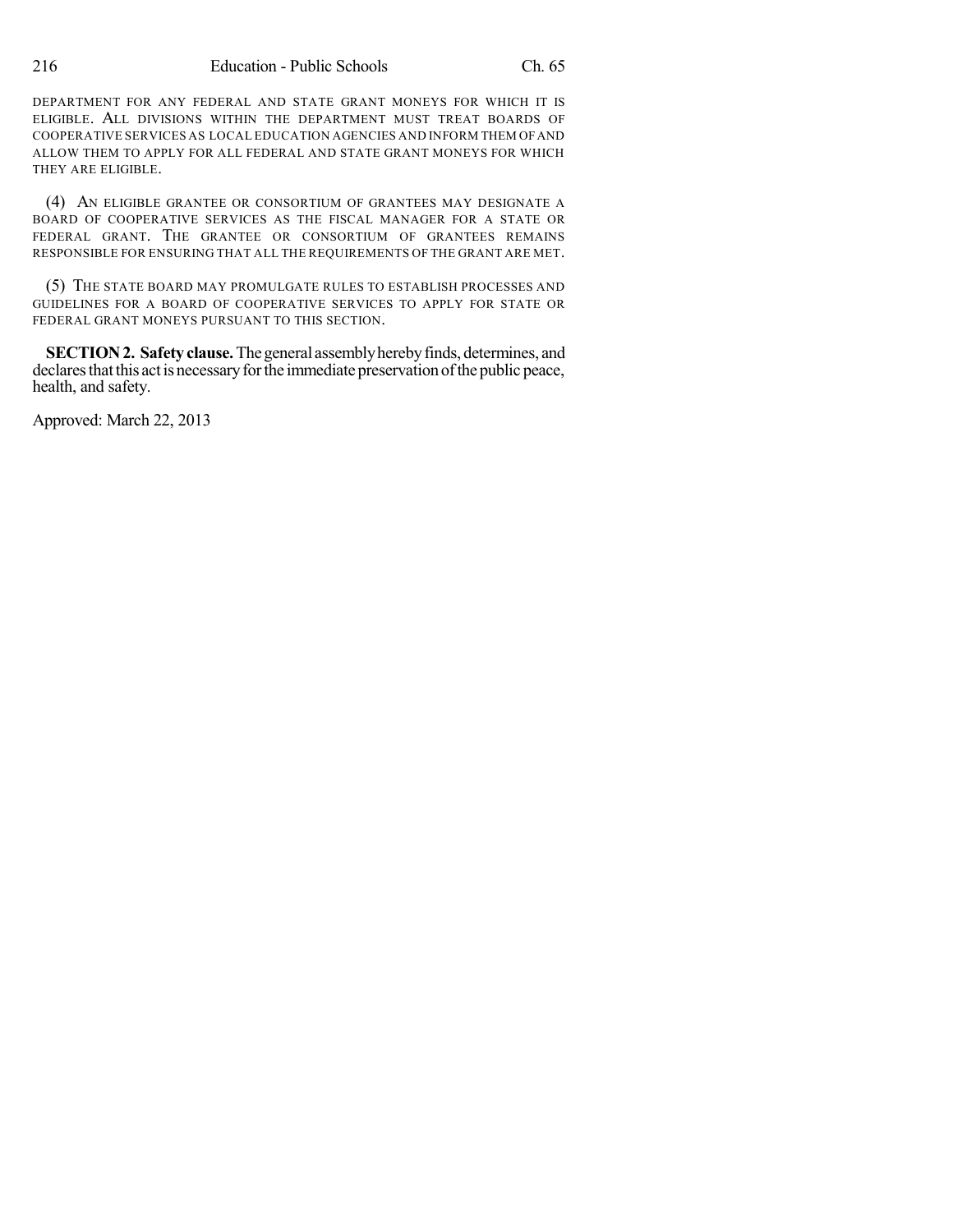DEPARTMENT FOR ANY FEDERAL AND STATE GRANT MONEYS FOR WHICH IT IS ELIGIBLE. ALL DIVISIONS WITHIN THE DEPARTMENT MUST TREAT BOARDS OF COOPERATIVE SERVICES AS LOCAL EDUCATION AGENCIES AND INFORM THEM OF AND ALLOW THEM TO APPLY FOR ALL FEDERAL AND STATE GRANT MONEYS FOR WHICH THEY ARE ELIGIBLE.

(4) AN ELIGIBLE GRANTEE OR CONSORTIUM OF GRANTEES MAY DESIGNATE A BOARD OF COOPERATIVE SERVICES AS THE FISCAL MANAGER FOR A STATE OR FEDERAL GRANT. THE GRANTEE OR CONSORTIUM OF GRANTEES REMAINS RESPONSIBLE FOR ENSURING THAT ALL THE REQUIREMENTS OF THE GRANT ARE MET.

(5) THE STATE BOARD MAY PROMULGATE RULES TO ESTABLISH PROCESSES AND GUIDELINES FOR A BOARD OF COOPERATIVE SERVICES TO APPLY FOR STATE OR FEDERAL GRANT MONEYS PURSUANT TO THIS SECTION.

**SECTION 2. Safety clause.** The general assembly hereby finds, determines, and declares that this act is necessary for the immediate preservation of the public peace, health, and safety.

Approved: March 22, 2013